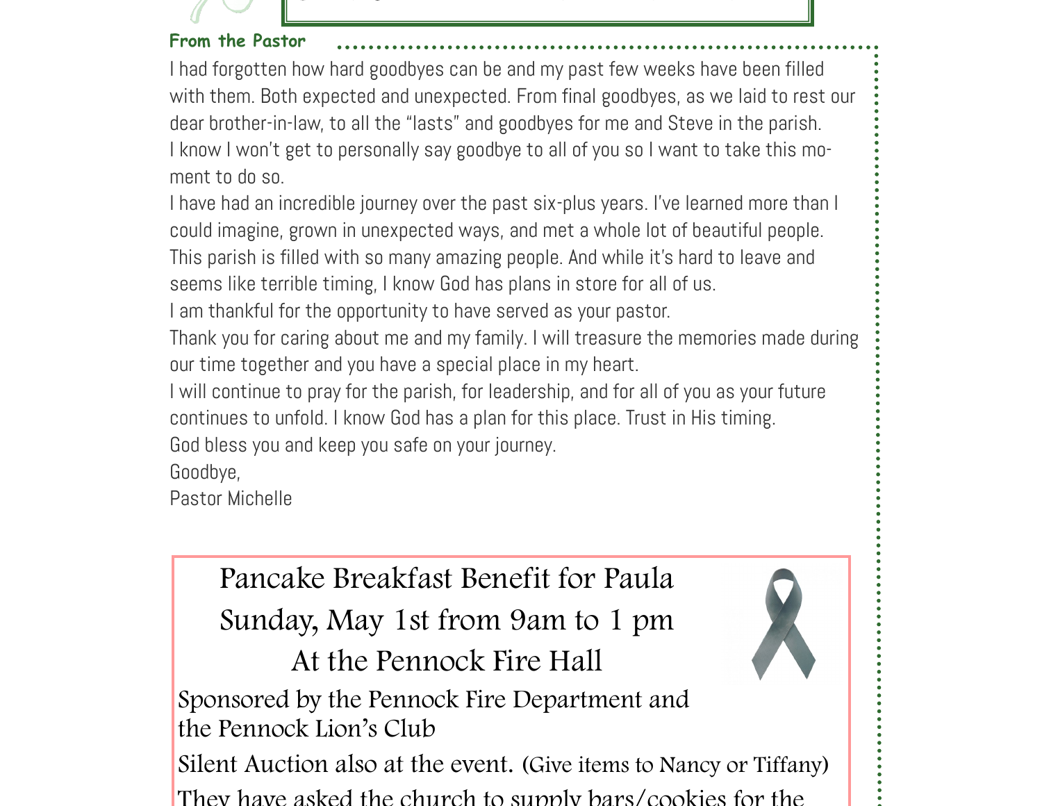## From the Pastor

I had forgotten how hard goodbyes can be and my past few weeks have been filled with them. Both expected and unexpected. From final goodbyes, as we laid to rest our dear brother-in-law, to all the "lasts" and goodbyes for me and Steve in the parish.

I know I won't get to personally say goodbye to all of you so I want to take this moment to do so.

I have had an incredible journey over the past six-plus years. I've learned more than I could imagine, grown in unexpected ways, and met a whole lot of beautiful people. This parish is filled with so many amazing people. And while it's hard to leave and seems like terrible timing, I know God has plans in store for all of us.

I am thankful for the opportunity to have served as your pastor.

Thank you for caring about me and my family. I will treasure the memories made during our time together and you have a special place in my heart.

I will continue to pray for the parish, for leadership, and for all of you as your future continues to unfold. I know God has a plan for this place. Trust in His timing.

God bless you and keep you safe on your journey.

Goodbye,

Pastor Michelle

## Pancake Breakfast Benefit for Paula

**Sunday, May 1st from 9am to 1 pm**

**At the Pennock Fire Hall**

Sponsored by the Pennock Fire Department and the Pennock Lion's Club

Silent Auction also at the event. (Give items to Nancy or Tiffany)

They have asked the church to supply bars/cookies for the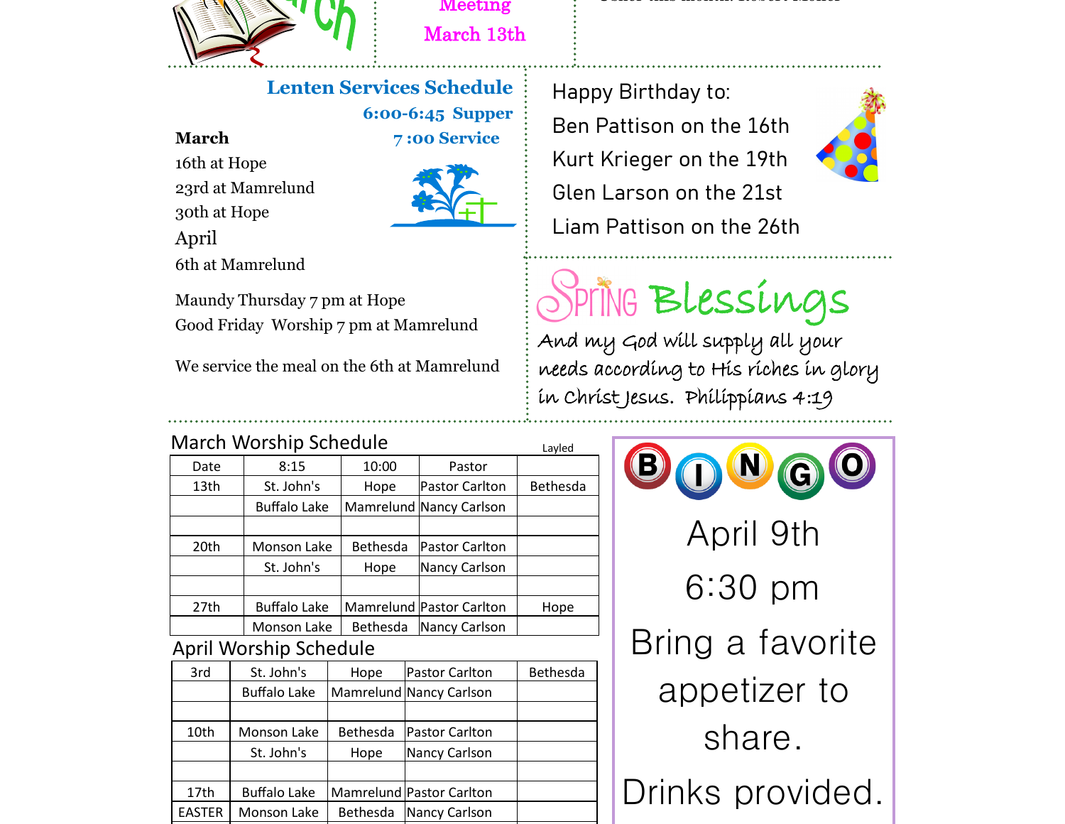Meeting

March 13th

## Lenten Services Schedule

**6:00-6:45 Supper**

**7 :00 Service**

**March**

16th at Hope

23rd at Mamrelund

30th at Hope

April

6th at Mamrelund

Maundy Thursday 7 pm at Hope

Good Friday Worship 7 pm at Mamrelund

We service the meal on the 6th at Mamrelund

Happy Birthday to:

Ben Pattison on the 16th

Kurt Krieger on the 19th

Glen Larson on the 21st

Liam Pattison on the 26th

## Spring Blessings

*And my God will supply all your needs according to His riches in glory in Christ Jesus. Philippians 4:19*

### March Worship Schedule

| Date | 8:15 | 10:00 | Pastor | Layled |
|---|---|---|---|---|
| 13th | St. John's | Hope | Pastor Carlton | Bethesda |
| | Buffalo Lake | Mamrelund | Nancy Carlson | |
| | | | | |
| 20th | Monson Lake | Bethesda | Pastor Carlton | |
| | St. John's | Hope | Nancy Carlson | |
| | | | | |
| 27th | Buffalo Lake | Mamrelund | Pastor Carlton | Hope |
| | Monson Lake | Bethesda | Nancy Carlson | |

### April Worship Schedule

| | | | | |
|---|---|---|---|---|
| 3rd | St. John's | Hope | Pastor Carlton | Bethesda |
| | Buffalo Lake | Mamrelund | Nancy Carlson | |
| | | | | |
| 10th | Monson Lake | Bethesda | Pastor Carlton | |
| | St. John's | Hope | Nancy Carlson | |
| | | | | |
| 17th | Buffalo Lake | Mamrelund | Pastor Carlton | |
| EASTER | Monson Lake | Bethesda | Nancy Carlson | |

## BINGO

April 9th

6:30 pm

Bring a favorite appetizer to share.

Drinks provided.